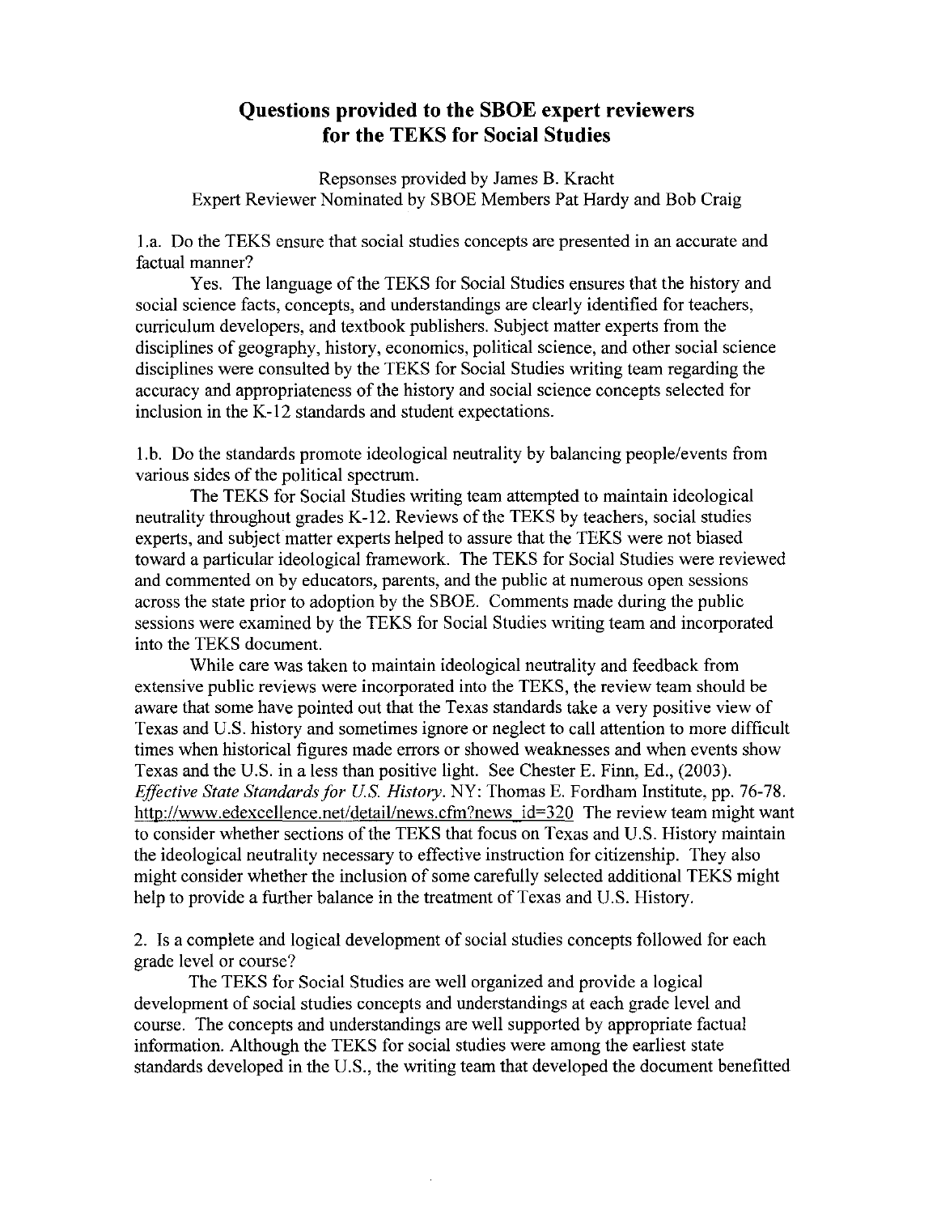# Questions provided to the SBOE expert reviewers for the TEKS for Social Studies

Repsonses provided by James B. Kracht
Expert Reviewer Nominated by SBOE Members Pat Hardy and Bob Craig

1.a. Do the TEKS ensure that social studies concepts are presented in an accurate and factual manner?

Yes. The language of the TEKS for Social Studies ensures that the history and social science facts, concepts, and understandings are clearly identified for teachers, curriculum developers, and textbook publishers. Subject matter experts from the disciplines of geography, history, economics, political science, and other social science disciplines were consulted by the TEKS for Social Studies writing team regarding the accuracy and appropriateness of the history and social science concepts selected for inclusion in the K-12 standards and student expectations.

1.b. Do the standards promote ideological neutrality by balancing people/events from various sides of the political spectrum.

The TEKS for Social Studies writing team attempted to maintain ideological neutrality throughout grades K-12. Reviews of the TEKS by teachers, social studies experts, and subject matter experts helped to assure that the TEKS were not biased toward a particular ideological framework. The TEKS for Social Studies were reviewed and commented on by educators, parents, and the public at numerous open sessions across the state prior to adoption by the SBOE. Comments made during the public sessions were examined by the TEKS for Social Studies writing team and incorporated into the TEKS document.

While care was taken to maintain ideological neutrality and feedback from extensive public reviews were incorporated into the TEKS, the review team should be aware that some have pointed out that the Texas standards take a very positive view of Texas and U.S. history and sometimes ignore or neglect to call attention to more difficult times when historical figures made errors or showed weaknesses and when events show Texas and the U.S. in a less than positive light. See Chester E. Finn, Ed., (2003). *Effective State Standards for U.S. History*. NY: Thomas E. Fordham Institute, pp. 76-78. http://www.edexcellence.net/detail/news.cfm?news_id=320 The review team might want to consider whether sections of the TEKS that focus on Texas and U.S. History maintain the ideological neutrality necessary to effective instruction for citizenship. They also might consider whether the inclusion of some carefully selected additional TEKS might help to provide a further balance in the treatment of Texas and U.S. History.

2. Is a complete and logical development of social studies concepts followed for each grade level or course?

The TEKS for Social Studies are well organized and provide a logical development of social studies concepts and understandings at each grade level and course. The concepts and understandings are well supported by appropriate factual information. Although the TEKS for social studies were among the earliest state standards developed in the U.S., the writing team that developed the document benefitted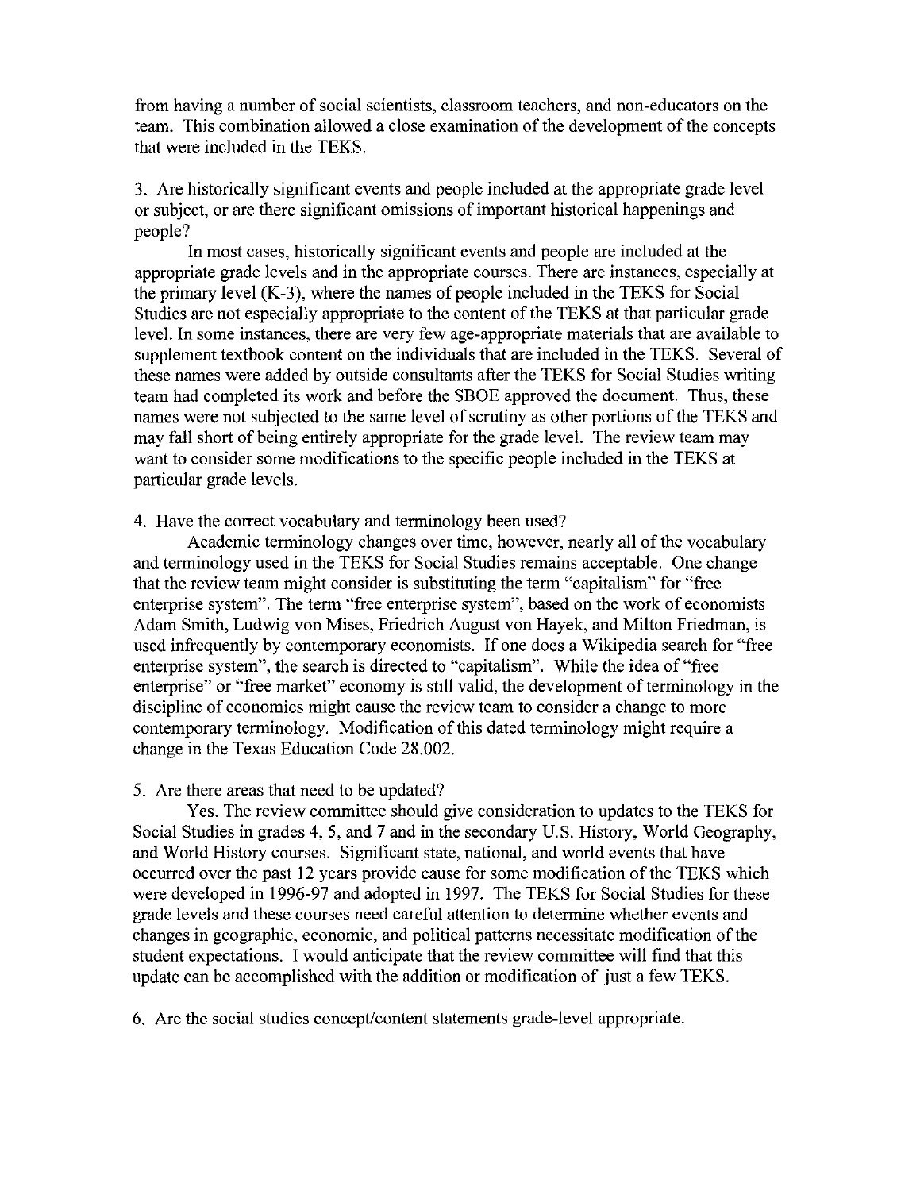from having a number of social scientists, classroom teachers, and non-educators on the team. This combination allowed a close examination of the development of the concepts that were included in the TEKS.

3. Are historically significant events and people included at the appropriate grade level or subject, or are there significant omissions of important historical happenings and people?

In most cases, historically significant events and people are included at the appropriate grade levels and in the appropriate courses. There are instances, especially at the primary level (K-3), where the names of people included in the TEKS for Social Studies are not especially appropriate to the content of the TEKS at that particular grade level. In some instances, there are very few age-appropriate materials that are available to supplement textbook content on the individuals that are included in the TEKS. Several of these names were added by outside consultants after the TEKS for Social Studies writing team had completed its work and before the SBOE approved the document. Thus, these names were not subjected to the same level of scrutiny as other portions of the TEKS and may fall short of being entirely appropriate for the grade level. The review team may want to consider some modifications to the specific people included in the TEKS at particular grade levels.

4. Have the correct vocabulary and terminology been used?

Academic terminology changes over time, however, nearly all of the vocabulary and terminology used in the TEKS for Social Studies remains acceptable. One change that the review team might consider is substituting the term "capitalism" for "free enterprise system". The term "free enterprise system", based on the work of economists Adam Smith, Ludwig von Mises, Friedrich August von Hayek, and Milton Friedman, is used infrequently by contemporary economists. If one does a Wikipedia search for "free enterprise system", the search is directed to "capitalism". While the idea of "free enterprise" or "free market" economy is still valid, the development of terminology in the discipline of economics might cause the review team to consider a change to more contemporary terminology. Modification of this dated terminology might require a change in the Texas Education Code 28.002.

5. Are there areas that need to be updated?

Yes. The review committee should give consideration to updates to the TEKS for Social Studies in grades 4, 5, and 7 and in the secondary U.S. History, World Geography, and World History courses. Significant state, national, and world events that have occurred over the past 12 years provide cause for some modification of the TEKS which were developed in 1996-97 and adopted in 1997. The TEKS for Social Studies for these grade levels and these courses need careful attention to determine whether events and changes in geographic, economic, and political patterns necessitate modification of the student expectations. I would anticipate that the review committee will find that this update can be accomplished with the addition or modification of just a few TEKS.

6. Are the social studies concept/content statements grade-level appropriate.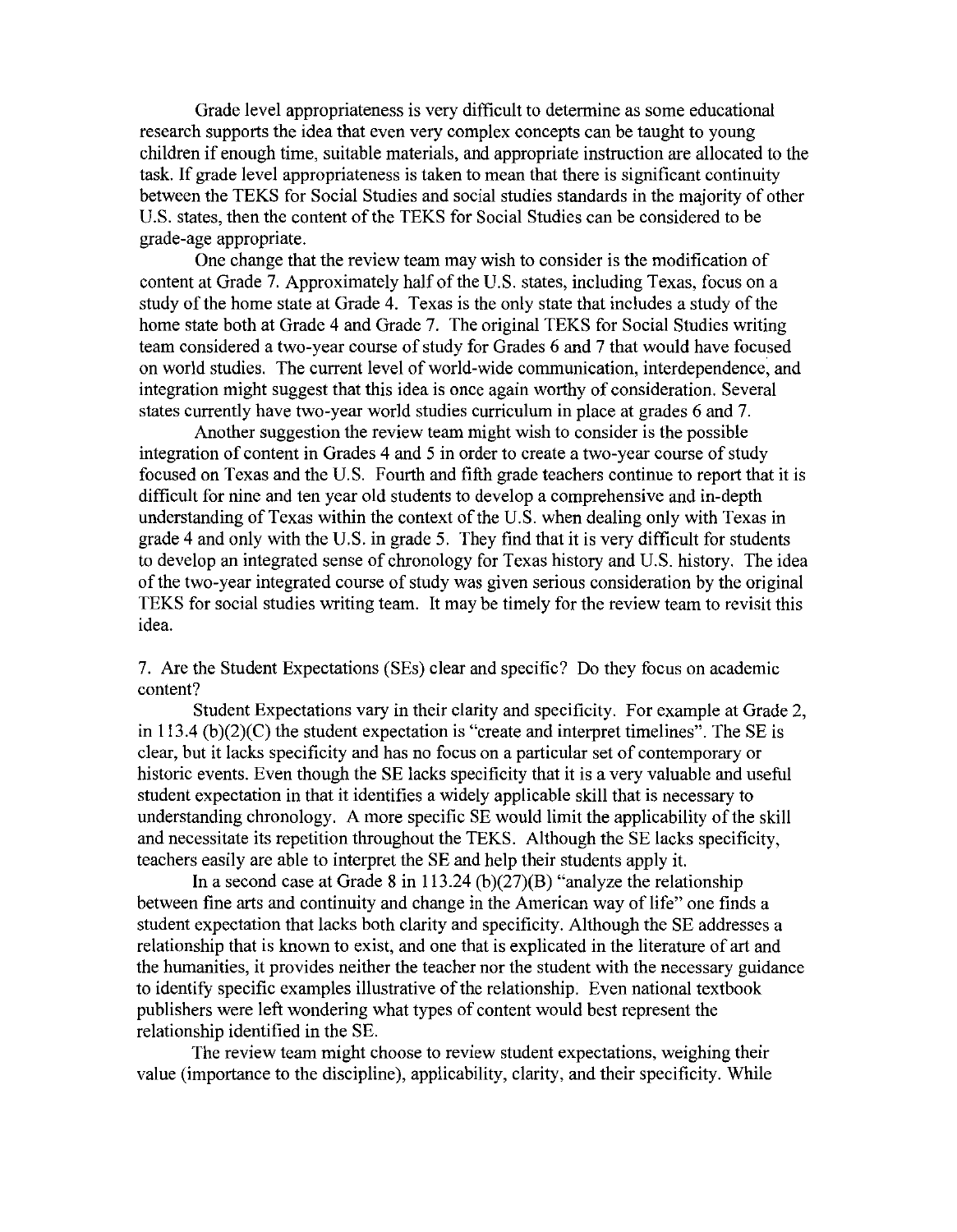Grade level appropriateness is very difficult to determine as some educational research supports the idea that even very complex concepts can be taught to young children if enough time, suitable materials, and appropriate instruction are allocated to the task. If grade level appropriateness is taken to mean that there is significant continuity between the TEKS for Social Studies and social studies standards in the majority of other U.S. states, then the content of the TEKS for Social Studies can be considered to be grade-age appropriate.

One change that the review team may wish to consider is the modification of content at Grade 7. Approximately half of the U.S. states, including Texas, focus on a study of the home state at Grade 4. Texas is the only state that includes a study of the home state both at Grade 4 and Grade 7. The original TEKS for Social Studies writing team considered a two-year course of study for Grades 6 and 7 that would have focused on world studies. The current level of world-wide communication, interdependence, and integration might suggest that this idea is once again worthy of consideration. Several states currently have two-year world studies curriculum in place at grades 6 and 7.

Another suggestion the review team might wish to consider is the possible integration of content in Grades 4 and 5 in order to create a two-year course of study focused on Texas and the U.S. Fourth and fifth grade teachers continue to report that it is difficult for nine and ten year old students to develop a comprehensive and in-depth understanding of Texas within the context of the U.S. when dealing only with Texas in grade 4 and only with the U.S. in grade 5. They find that it is very difficult for students to develop an integrated sense of chronology for Texas history and U.S. history. The idea of the two-year integrated course of study was given serious consideration by the original TEKS for social studies writing team. It may be timely for the review team to revisit this idea.

7. Are the Student Expectations (SEs) clear and specific? Do they focus on academic content?

Student Expectations vary in their clarity and specificity. For example at Grade 2, in 113.4 (b)(2)(C) the student expectation is "create and interpret timelines". The SE is clear, but it lacks specificity and has no focus on a particular set of contemporary or historic events. Even though the SE lacks specificity that it is a very valuable and useful student expectation in that it identifies a widely applicable skill that is necessary to understanding chronology. A more specific SE would limit the applicability of the skill and necessitate its repetition throughout the TEKS. Although the SE lacks specificity, teachers easily are able to interpret the SE and help their students apply it.

In a second case at Grade 8 in 113.24 (b)(27)(B) "analyze the relationship between fine arts and continuity and change in the American way of life" one finds a student expectation that lacks both clarity and specificity. Although the SE addresses a relationship that is known to exist, and one that is explicated in the literature of art and the humanities, it provides neither the teacher nor the student with the necessary guidance to identify specific examples illustrative of the relationship. Even national textbook publishers were left wondering what types of content would best represent the relationship identified in the SE.

The review team might choose to review student expectations, weighing their value (importance to the discipline), applicability, clarity, and their specificity. While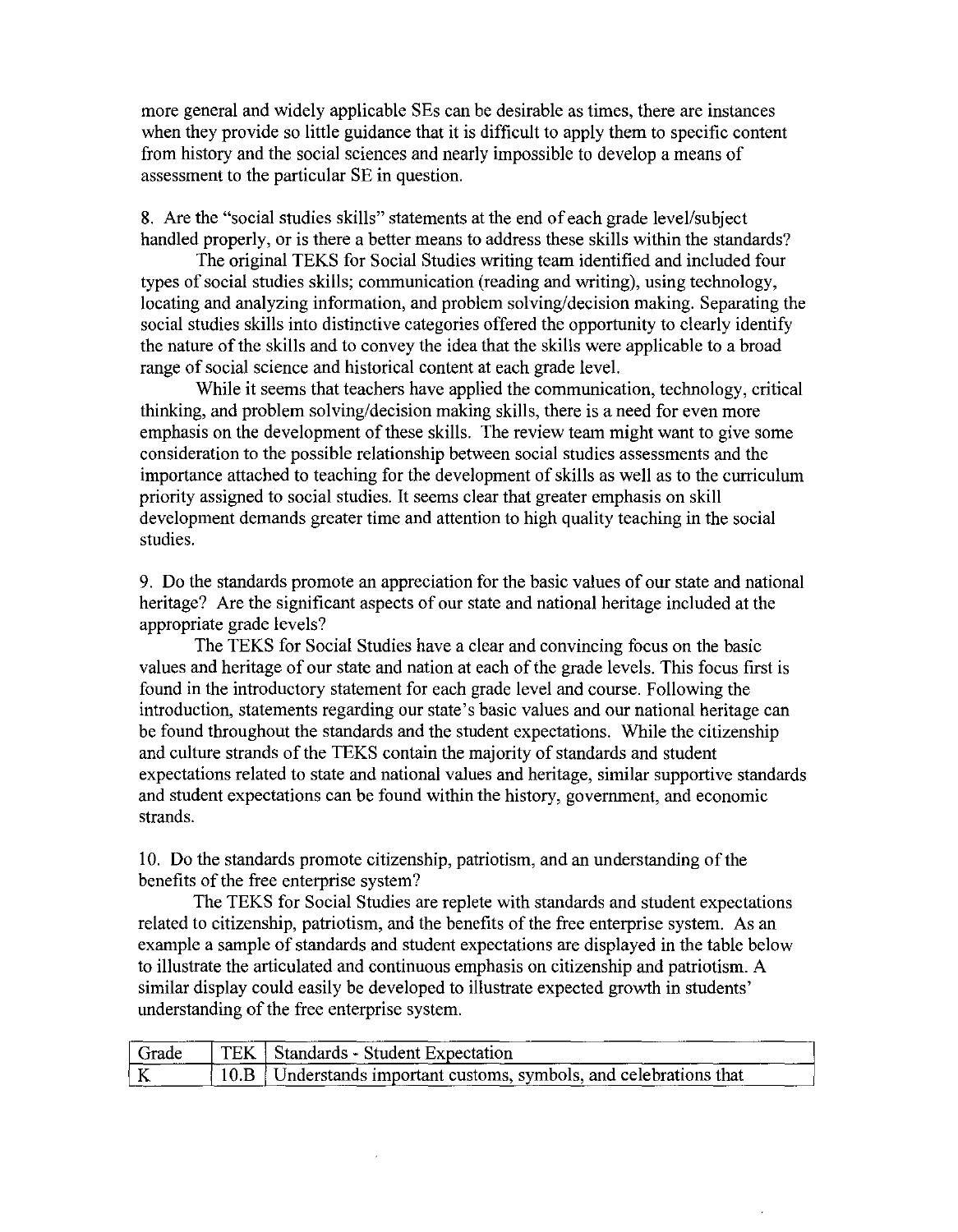more general and widely applicable SEs can be desirable as times, there are instances when they provide so little guidance that it is difficult to apply them to specific content from history and the social sciences and nearly impossible to develop a means of assessment to the particular SE in question.

8. Are the "social studies skills" statements at the end of each grade level/subject handled properly, or is there a better means to address these skills within the standards?

The original TEKS for Social Studies writing team identified and included four types of social studies skills; communication (reading and writing), using technology, locating and analyzing information, and problem solving/decision making. Separating the social studies skills into distinctive categories offered the opportunity to clearly identify the nature of the skills and to convey the idea that the skills were applicable to a broad range of social science and historical content at each grade level.

While it seems that teachers have applied the communication, technology, critical thinking, and problem solving/decision making skills, there is a need for even more emphasis on the development of these skills. The review team might want to give some consideration to the possible relationship between social studies assessments and the importance attached to teaching for the development of skills as well as to the curriculum priority assigned to social studies. It seems clear that greater emphasis on skill development demands greater time and attention to high quality teaching in the social studies.

9. Do the standards promote an appreciation for the basic values of our state and national heritage? Are the significant aspects of our state and national heritage included at the appropriate grade levels?

The TEKS for Social Studies have a clear and convincing focus on the basic values and heritage of our state and nation at each of the grade levels. This focus first is found in the introductory statement for each grade level and course. Following the introduction, statements regarding our state's basic values and our national heritage can be found throughout the standards and the student expectations. While the citizenship and culture strands of the TEKS contain the majority of standards and student expectations related to state and national values and heritage, similar supportive standards and student expectations can be found within the history, government, and economic strands.

10. Do the standards promote citizenship, patriotism, and an understanding of the benefits of the free enterprise system?

The TEKS for Social Studies are replete with standards and student expectations related to citizenship, patriotism, and the benefits of the free enterprise system. As an example a sample of standards and student expectations are displayed in the table below to illustrate the articulated and continuous emphasis on citizenship and patriotism. A similar display could easily be developed to illustrate expected growth in students' understanding of the free enterprise system.

| Grade | TEK | Standards - Student Expectation |
|---|---|---|
| K | 10.B | Understands important customs, symbols, and celebrations that |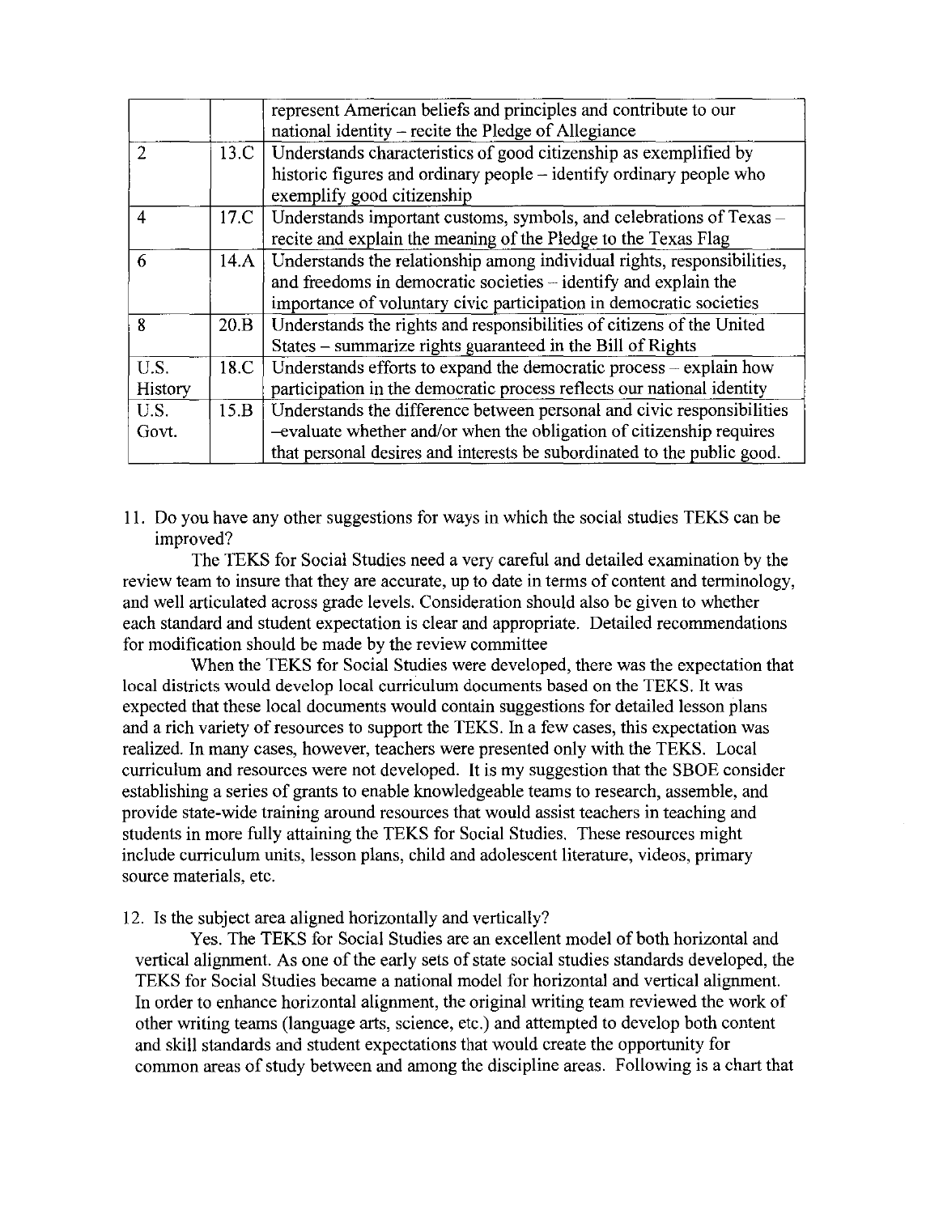| | | |
|---|---|---|
| | | represent American beliefs and principles and contribute to our national identity – recite the Pledge of Allegiance |
| 2 | 13.C | Understands characteristics of good citizenship as exemplified by historic figures and ordinary people – identify ordinary people who exemplify good citizenship |
| 4 | 17.C | Understands important customs, symbols, and celebrations of Texas – recite and explain the meaning of the Pledge to the Texas Flag |
| 6 | 14.A | Understands the relationship among individual rights, responsibilities, and freedoms in democratic societies – identify and explain the importance of voluntary civic participation in democratic societies |
| 8 | 20.B | Understands the rights and responsibilities of citizens of the United States – summarize rights guaranteed in the Bill of Rights |
| U.S. History | 18.C | Understands efforts to expand the democratic process – explain how participation in the democratic process reflects our national identity |
| U.S. Govt. | 15.B | Understands the difference between personal and civic responsibilities –evaluate whether and/or when the obligation of citizenship requires that personal desires and interests be subordinated to the public good. |

11. Do you have any other suggestions for ways in which the social studies TEKS can be improved?

The TEKS for Social Studies need a very careful and detailed examination by the review team to insure that they are accurate, up to date in terms of content and terminology, and well articulated across grade levels. Consideration should also be given to whether each standard and student expectation is clear and appropriate. Detailed recommendations for modification should be made by the review committee

When the TEKS for Social Studies were developed, there was the expectation that local districts would develop local curriculum documents based on the TEKS. It was expected that these local documents would contain suggestions for detailed lesson plans and a rich variety of resources to support the TEKS. In a few cases, this expectation was realized. In many cases, however, teachers were presented only with the TEKS. Local curriculum and resources were not developed. It is my suggestion that the SBOE consider establishing a series of grants to enable knowledgeable teams to research, assemble, and provide state-wide training around resources that would assist teachers in teaching and students in more fully attaining the TEKS for Social Studies. These resources might include curriculum units, lesson plans, child and adolescent literature, videos, primary source materials, etc.

12. Is the subject area aligned horizontally and vertically?

Yes. The TEKS for Social Studies are an excellent model of both horizontal and vertical alignment. As one of the early sets of state social studies standards developed, the TEKS for Social Studies became a national model for horizontal and vertical alignment. In order to enhance horizontal alignment, the original writing team reviewed the work of other writing teams (language arts, science, etc.) and attempted to develop both content and skill standards and student expectations that would create the opportunity for common areas of study between and among the discipline areas. Following is a chart that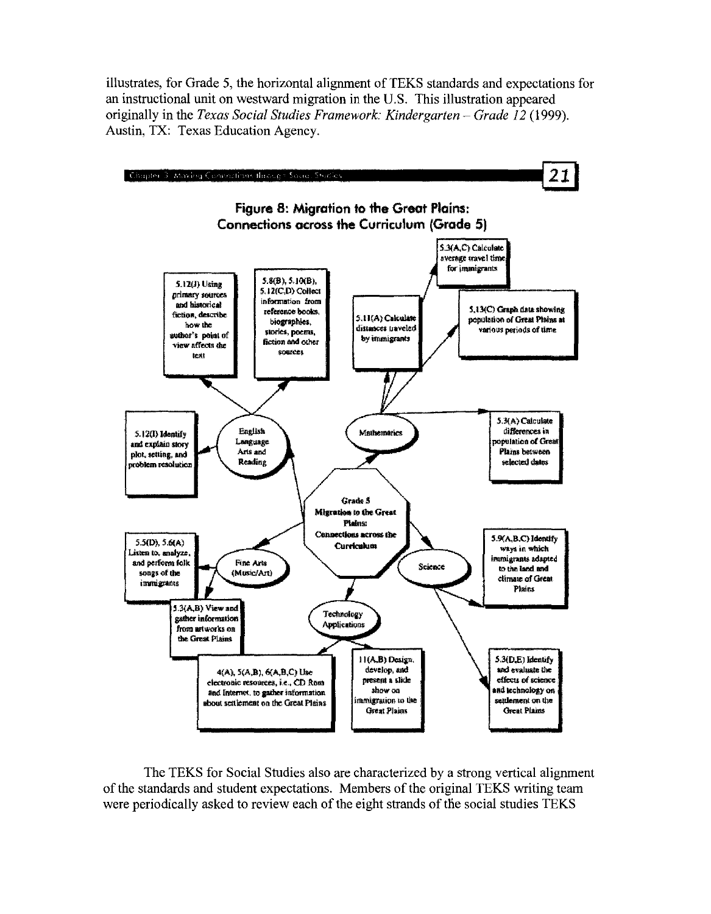illustrates, for Grade 5, the horizontal alignment of TEKS standards and expectations for an instructional unit on westward migration in the U.S. This illustration appeared originally in the *Texas Social Studies Framework: Kindergarten – Grade 12* (1999). Austin, TX: Texas Education Agency.

**Figure 8: Migration to the Great Plains: Connections across the Curriculum (Grade 5)**

**Grade 5 Migration to the Great Plains: Connections across the Curriculum**

- **English Language Arts and Reading**
  - 5.12(J) Using primary sources and historical fiction, describe how the author's point of view affects the text
  - 5.8(B), 5.10(B), 5.12(C,D) Collect information from reference books, biographies, stories, poems, fiction and other sources
  - 5.12(I) Identify and explain story plot, setting, and problem resolution
- **Mathematics**
  - 5.3(A,C) Calculate average travel time for immigrants
  - 5.11(A) Calculate distances traveled by immigrants
  - 5.13(C) Graph data showing population of Great Plains at various periods of time
  - 5.3(A) Calculate differences in population of Great Plains between selected dates
- **Science**
  - 5.9(A,B,C) Identify ways in which immigrants adapted to the land and climate of Great Plains
  - 5.3(D,E) Identify and evaluate the effects of science and technology on settlement on the Great Plains
- **Fine Arts (Music/Art)**
  - 5.5(D), 5.6(A) Listen to, analyze, and perform folk songs of the immigrants
  - 5.3(A,B) View and gather information from artworks on the Great Plains
- **Technology Applications**
  - 4(A), 5(A,B), 6(A,B,C) Use electronic resources, i.e., CD Rom and Internet, to gather information about settlement on the Great Plains
  - 11(A,B) Design, develop, and present a slide show on immigration to the Great Plains

The TEKS for Social Studies also are characterized by a strong vertical alignment of the standards and student expectations. Members of the original TEKS writing team were periodically asked to review each of the eight strands of the social studies TEKS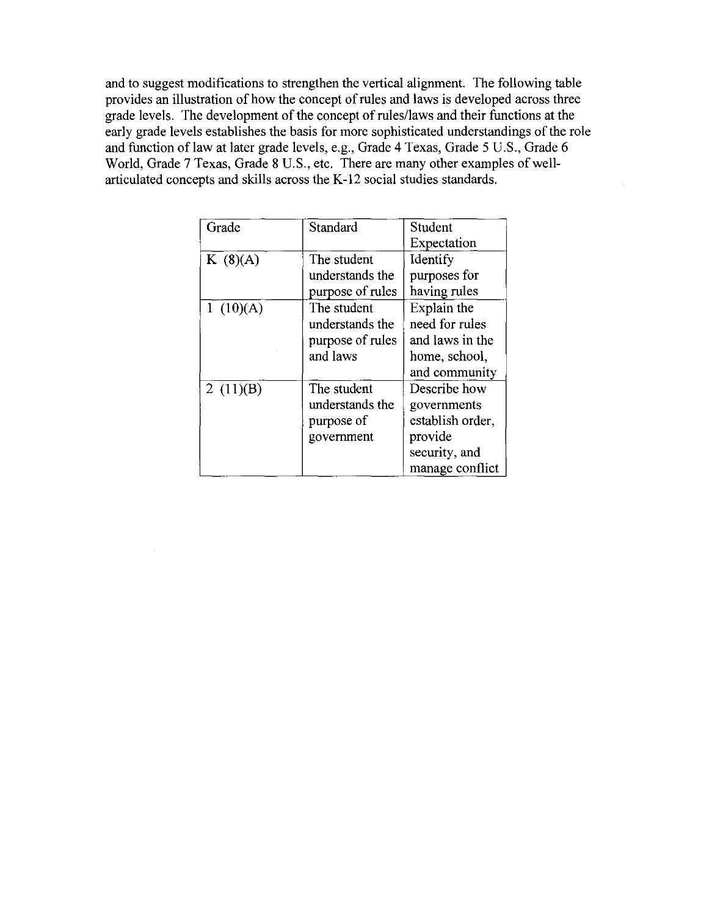and to suggest modifications to strengthen the vertical alignment. The following table provides an illustration of how the concept of rules and laws is developed across three grade levels. The development of the concept of rules/laws and their functions at the early grade levels establishes the basis for more sophisticated understandings of the role and function of law at later grade levels, e.g., Grade 4 Texas, Grade 5 U.S., Grade 6 World, Grade 7 Texas, Grade 8 U.S., etc. There are many other examples of well-articulated concepts and skills across the K-12 social studies standards.

| Grade | Standard | Student Expectation |
|---|---|---|
| K (8)(A) | The student understands the purpose of rules | Identify purposes for having rules |
| 1 (10)(A) | The student understands the purpose of rules and laws | Explain the need for rules and laws in the home, school, and community |
| 2 (11)(B) | The student understands the purpose of government | Describe how governments establish order, provide security, and manage conflict |